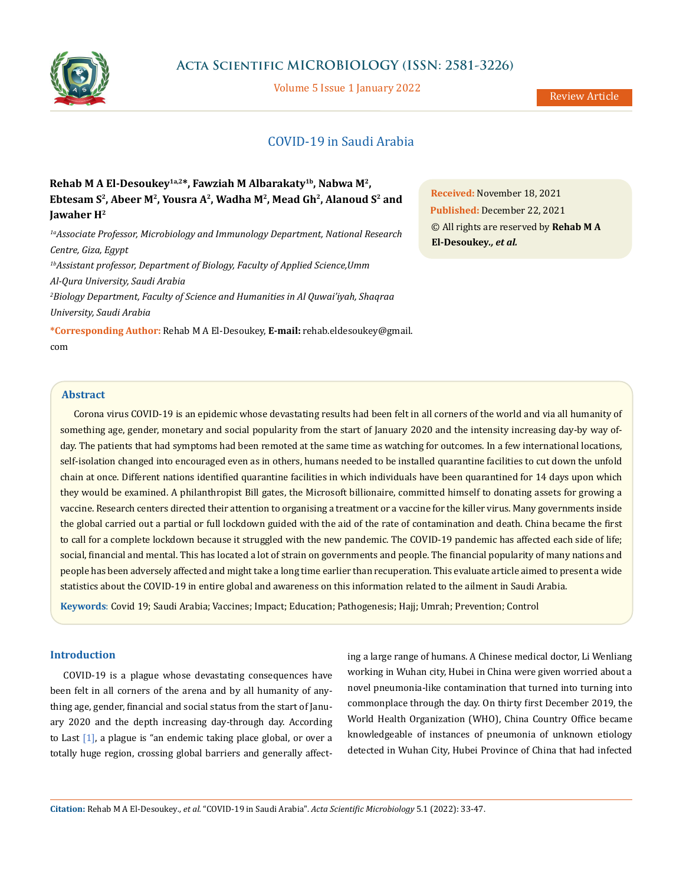# COVID-19 in Saudi Arabia

**Rehab M A El-Desoukey[1a,2]*, Fawziah M Albarakaty[1b], Nabwa M[2], Ebtesam S[2], Abeer M[2], Yousra A[2], Wadha M[2], Mead Gh[2], Alanoud S[2] and Jawaher H[2]**

*[1a]Associate Professor, Microbiology and Immunology Department, National Research Centre, Giza, Egypt*

*[1b]Assistant professor, Department of Biology, Faculty of Applied Science,Umm Al-Qura University, Saudi Arabia*

*[2]Biology Department, Faculty of Science and Humanities in Al Quwai'iyah, Shaqraa University, Saudi Arabia*

**\*Corresponding Author:** Rehab M A El-Desoukey, **E-mail:** rehab.eldesoukey@gmail.com

**Received:** November 18, 2021
**Published:** December 22, 2021
© All rights are reserved by **Rehab M A El-Desoukey., *et al.***

## Abstract

Corona virus COVID-19 is an epidemic whose devastating results had been felt in all corners of the world and via all humanity of something age, gender, monetary and social popularity from the start of January 2020 and the intensity increasing day-by way of-day. The patients that had symptoms had been remoted at the same time as watching for outcomes. In a few international locations, self-isolation changed into encouraged even as in others, humans needed to be installed quarantine facilities to cut down the unfold chain at once. Different nations identified quarantine facilities in which individuals have been quarantined for 14 days upon which they would be examined. A philanthropist Bill gates, the Microsoft billionaire, committed himself to donating assets for growing a vaccine. Research centers directed their attention to organising a treatment or a vaccine for the killer virus. Many governments inside the global carried out a partial or full lockdown guided with the aid of the rate of contamination and death. China became the first to call for a complete lockdown because it struggled with the new pandemic. The COVID-19 pandemic has affected each side of life; social, financial and mental. This has located a lot of strain on governments and people. The financial popularity of many nations and people has been adversely affected and might take a long time earlier than recuperation. This evaluate article aimed to present a wide statistics about the COVID-19 in entire global and awareness on this information related to the ailment in Saudi Arabia.

**Keywords**: Covid 19; Saudi Arabia; Vaccines; Impact; Education; Pathogenesis; Hajj; Umrah; Prevention; Control

## Introduction

COVID-19 is a plague whose devastating consequences have been felt in all corners of the arena and by all humanity of anything age, gender, financial and social status from the start of January 2020 and the depth increasing day-through day. According to Last [1], a plague is "an endemic taking place global, or over a totally huge region, crossing global barriers and generally affecting a large range of humans. A Chinese medical doctor, Li Wenliang working in Wuhan city, Hubei in China were given worried about a novel pneumonia-like contamination that turned into turning into commonplace through the day. On thirty first December 2019, the World Health Organization (WHO), China Country Office became knowledgeable of instances of pneumonia of unknown etiology detected in Wuhan City, Hubei Province of China that had infected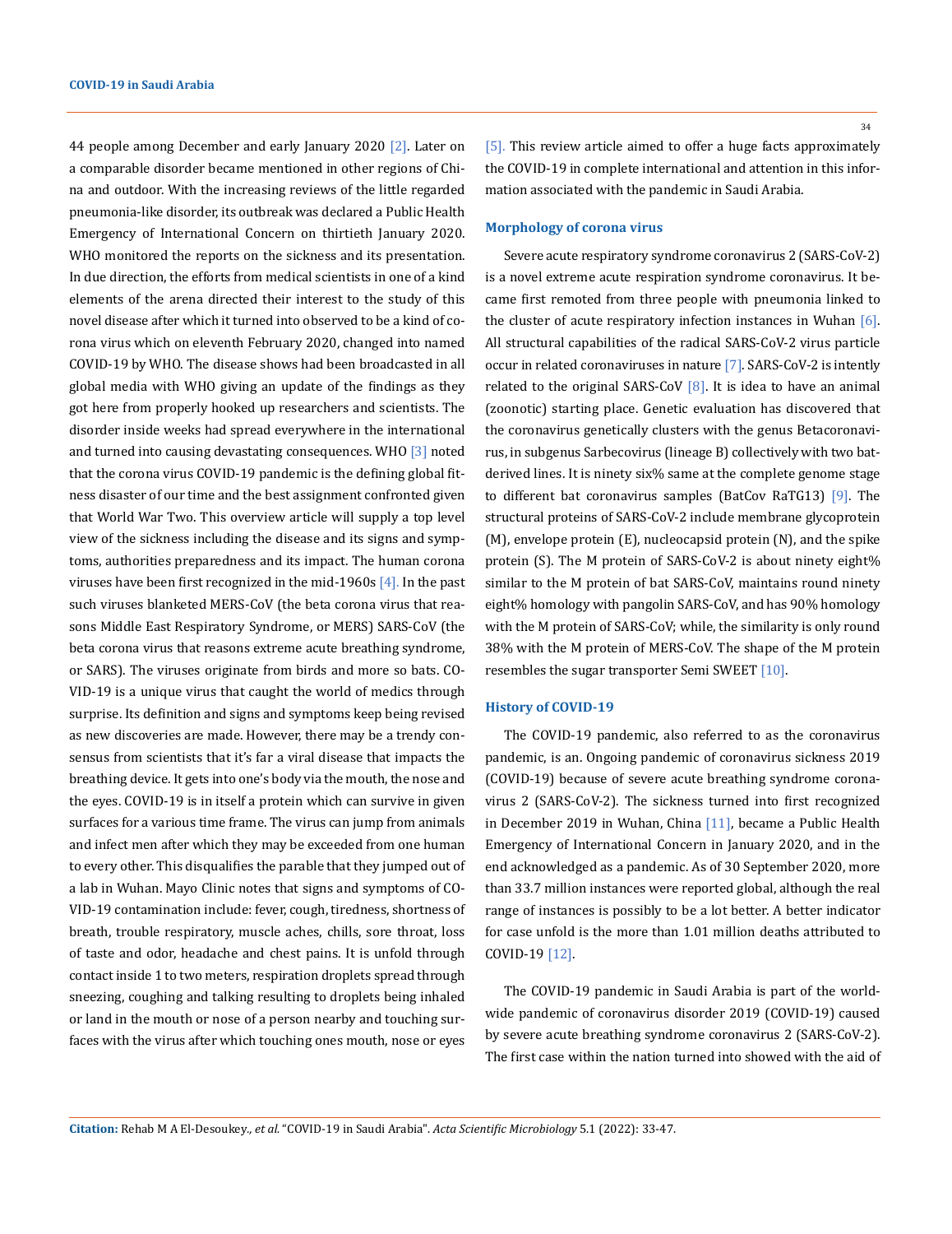44 people among December and early January 2020 [2]. Later on a comparable disorder became mentioned in other regions of China and outdoor. With the increasing reviews of the little regarded pneumonia-like disorder, its outbreak was declared a Public Health Emergency of International Concern on thirtieth January 2020. WHO monitored the reports on the sickness and its presentation. In due direction, the efforts from medical scientists in one of a kind elements of the arena directed their interest to the study of this novel disease after which it turned into observed to be a kind of corona virus which on eleventh February 2020, changed into named COVID-19 by WHO. The disease shows had been broadcasted in all global media with WHO giving an update of the findings as they got here from properly hooked up researchers and scientists. The disorder inside weeks had spread everywhere in the international and turned into causing devastating consequences. WHO [3] noted that the corona virus COVID-19 pandemic is the defining global fitness disaster of our time and the best assignment confronted given that World War Two. This overview article will supply a top level view of the sickness including the disease and its signs and symptoms, authorities preparedness and its impact. The human corona viruses have been first recognized in the mid-1960s [4]. In the past such viruses blanketed MERS-CoV (the beta corona virus that reasons Middle East Respiratory Syndrome, or MERS) SARS-CoV (the beta corona virus that reasons extreme acute breathing syndrome, or SARS). The viruses originate from birds and more so bats. COVID-19 is a unique virus that caught the world of medics through surprise. Its definition and signs and symptoms keep being revised as new discoveries are made. However, there may be a trendy consensus from scientists that it's far a viral disease that impacts the breathing device. It gets into one's body via the mouth, the nose and the eyes. COVID-19 is in itself a protein which can survive in given surfaces for a various time frame. The virus can jump from animals and infect men after which they may be exceeded from one human to every other. This disqualifies the parable that they jumped out of a lab in Wuhan. Mayo Clinic notes that signs and symptoms of COVID-19 contamination include: fever, cough, tiredness, shortness of breath, trouble respiratory, muscle aches, chills, sore throat, loss of taste and odor, headache and chest pains. It is unfold through contact inside 1 to two meters, respiration droplets spread through sneezing, coughing and talking resulting to droplets being inhaled or land in the mouth or nose of a person nearby and touching surfaces with the virus after which touching ones mouth, nose or eyes [5]. This review article aimed to offer a huge facts approximately the COVID-19 in complete international and attention in this information associated with the pandemic in Saudi Arabia.

## Morphology of corona virus

Severe acute respiratory syndrome coronavirus 2 (SARS-CoV-2) is a novel extreme acute respiration syndrome coronavirus. It became first remoted from three people with pneumonia linked to the cluster of acute respiratory infection instances in Wuhan [6]. All structural capabilities of the radical SARS-CoV-2 virus particle occur in related coronaviruses in nature [7]. SARS-CoV-2 is intently related to the original SARS-CoV [8]. It is idea to have an animal (zoonotic) starting place. Genetic evaluation has discovered that the coronavirus genetically clusters with the genus Betacoronavirus, in subgenus Sarbecovirus (lineage B) collectively with two bat-derived lines. It is ninety six% same at the complete genome stage to different bat coronavirus samples (BatCov RaTG13) [9]. The structural proteins of SARS-CoV-2 include membrane glycoprotein (M), envelope protein (E), nucleocapsid protein (N), and the spike protein (S). The M protein of SARS-CoV-2 is about ninety eight% similar to the M protein of bat SARS-CoV, maintains round ninety eight% homology with pangolin SARS-CoV, and has 90% homology with the M protein of SARS-CoV; while, the similarity is only round 38% with the M protein of MERS-CoV. The shape of the M protein resembles the sugar transporter Semi SWEET [10].

## History of COVID-19

The COVID-19 pandemic, also referred to as the coronavirus pandemic, is an. Ongoing pandemic of coronavirus sickness 2019 (COVID-19) because of severe acute breathing syndrome coronavirus 2 (SARS-CoV-2). The sickness turned into first recognized in December 2019 in Wuhan, China [11], became a Public Health Emergency of International Concern in January 2020, and in the end acknowledged as a pandemic. As of 30 September 2020, more than 33.7 million instances were reported global, although the real range of instances is possibly to be a lot better. A better indicator for case unfold is the more than 1.01 million deaths attributed to COVID-19 [12].

The COVID-19 pandemic in Saudi Arabia is part of the worldwide pandemic of coronavirus disorder 2019 (COVID-19) caused by severe acute breathing syndrome coronavirus 2 (SARS-CoV-2). The first case within the nation turned into showed with the aid of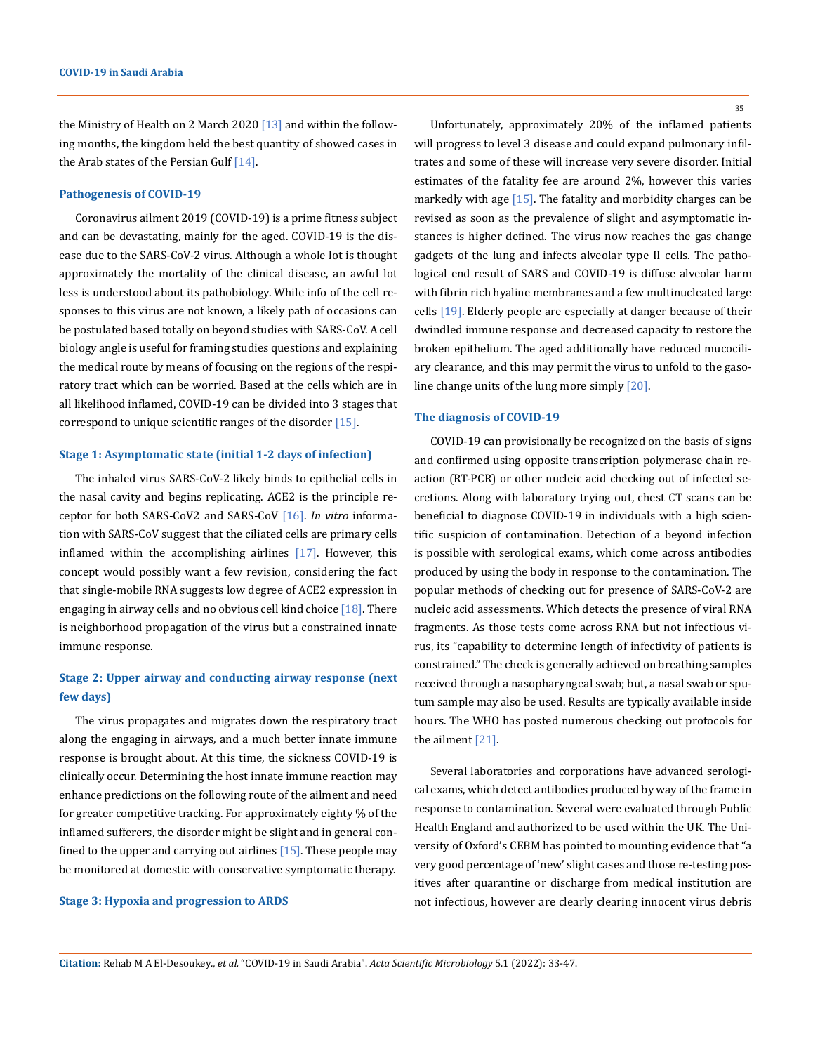the Ministry of Health on 2 March 2020 [13] and within the following months, the kingdom held the best quantity of showed cases in the Arab states of the Persian Gulf [14].

### Pathogenesis of COVID-19

Coronavirus ailment 2019 (COVID-19) is a prime fitness subject and can be devastating, mainly for the aged. COVID-19 is the disease due to the SARS-CoV-2 virus. Although a whole lot is thought approximately the mortality of the clinical disease, an awful lot less is understood about its pathobiology. While info of the cell responses to this virus are not known, a likely path of occasions can be postulated based totally on beyond studies with SARS-CoV. A cell biology angle is useful for framing studies questions and explaining the medical route by means of focusing on the regions of the respiratory tract which can be worried. Based at the cells which are in all likelihood inflamed, COVID-19 can be divided into 3 stages that correspond to unique scientific ranges of the disorder [15].

### Stage 1: Asymptomatic state (initial 1-2 days of infection)

The inhaled virus SARS-CoV-2 likely binds to epithelial cells in the nasal cavity and begins replicating. ACE2 is the principle receptor for both SARS-CoV2 and SARS-CoV [16]. *In vitro* information with SARS-CoV suggest that the ciliated cells are primary cells inflamed within the accomplishing airlines [17]. However, this concept would possibly want a few revision, considering the fact that single-mobile RNA suggests low degree of ACE2 expression in engaging in airway cells and no obvious cell kind choice [18]. There is neighborhood propagation of the virus but a constrained innate immune response.

### Stage 2: Upper airway and conducting airway response (next few days)

The virus propagates and migrates down the respiratory tract along the engaging in airways, and a much better innate immune response is brought about. At this time, the sickness COVID-19 is clinically occur. Determining the host innate immune reaction may enhance predictions on the following route of the ailment and need for greater competitive tracking. For approximately eighty % of the inflamed sufferers, the disorder might be slight and in general confined to the upper and carrying out airlines [15]. These people may be monitored at domestic with conservative symptomatic therapy.

### Stage 3: Hypoxia and progression to ARDS

Unfortunately, approximately 20% of the inflamed patients will progress to level 3 disease and could expand pulmonary infiltrates and some of these will increase very severe disorder. Initial estimates of the fatality fee are around 2%, however this varies markedly with age [15]. The fatality and morbidity charges can be revised as soon as the prevalence of slight and asymptomatic instances is higher defined. The virus now reaches the gas change gadgets of the lung and infects alveolar type II cells. The pathological end result of SARS and COVID-19 is diffuse alveolar harm with fibrin rich hyaline membranes and a few multinucleated large cells [19]. Elderly people are especially at danger because of their dwindled immune response and decreased capacity to restore the broken epithelium. The aged additionally have reduced mucociliary clearance, and this may permit the virus to unfold to the gasoline change units of the lung more simply [20].

### The diagnosis of COVID-19

COVID-19 can provisionally be recognized on the basis of signs and confirmed using opposite transcription polymerase chain reaction (RT-PCR) or other nucleic acid checking out of infected secretions. Along with laboratory trying out, chest CT scans can be beneficial to diagnose COVID-19 in individuals with a high scientific suspicion of contamination. Detection of a beyond infection is possible with serological exams, which come across antibodies produced by using the body in response to the contamination. The popular methods of checking out for presence of SARS-CoV-2 are nucleic acid assessments. Which detects the presence of viral RNA fragments. As those tests come across RNA but not infectious virus, its "capability to determine length of infectivity of patients is constrained." The check is generally achieved on breathing samples received through a nasopharyngeal swab; but, a nasal swab or sputum sample may also be used. Results are typically available inside hours. The WHO has posted numerous checking out protocols for the ailment [21].

Several laboratories and corporations have advanced serological exams, which detect antibodies produced by way of the frame in response to contamination. Several were evaluated through Public Health England and authorized to be used within the UK. The University of Oxford's CEBM has pointed to mounting evidence that "a very good percentage of 'new' slight cases and those re-testing positives after quarantine or discharge from medical institution are not infectious, however are clearly clearing innocent virus debris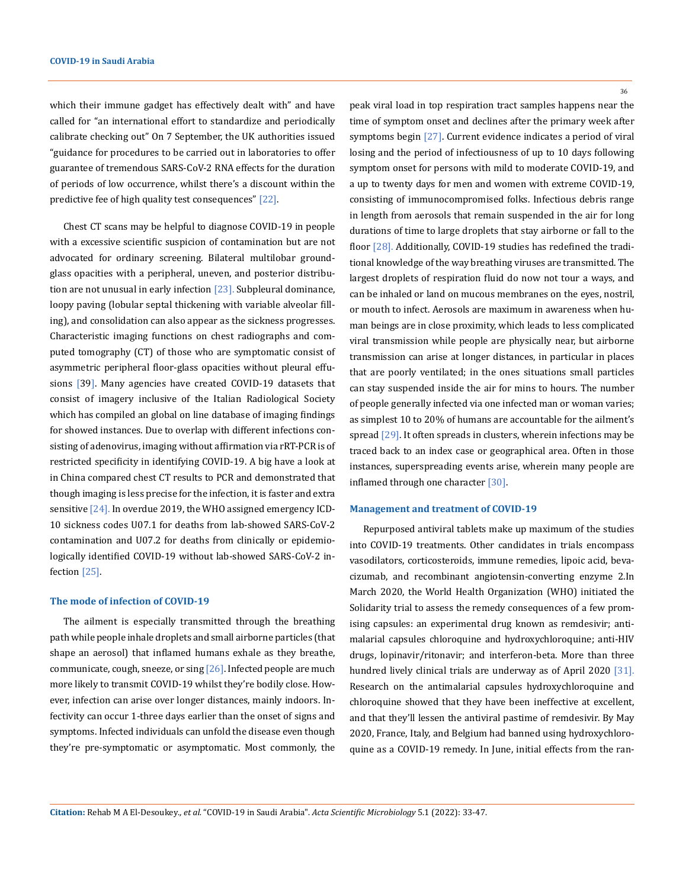which their immune gadget has effectively dealt with" and have called for "an international effort to standardize and periodically calibrate checking out" On 7 September, the UK authorities issued "guidance for procedures to be carried out in laboratories to offer guarantee of tremendous SARS-CoV-2 RNA effects for the duration of periods of low occurrence, whilst there's a discount within the predictive fee of high quality test consequences" [22].

Chest CT scans may be helpful to diagnose COVID-19 in people with a excessive scientific suspicion of contamination but are not advocated for ordinary screening. Bilateral multilobar ground-glass opacities with a peripheral, uneven, and posterior distribution are not unusual in early infection [23]. Subpleural dominance, loopy paving (lobular septal thickening with variable alveolar filling), and consolidation can also appear as the sickness progresses. Characteristic imaging functions on chest radiographs and computed tomography (CT) of those who are symptomatic consist of asymmetric peripheral floor-glass opacities without pleural effusions [39]. Many agencies have created COVID-19 datasets that consist of imagery inclusive of the Italian Radiological Society which has compiled an global on line database of imaging findings for showed instances. Due to overlap with different infections consisting of adenovirus, imaging without affirmation via rRT-PCR is of restricted specificity in identifying COVID-19. A big have a look at in China compared chest CT results to PCR and demonstrated that though imaging is less precise for the infection, it is faster and extra sensitive [24]. In overdue 2019, the WHO assigned emergency ICD-10 sickness codes U07.1 for deaths from lab-showed SARS-CoV-2 contamination and U07.2 for deaths from clinically or epidemiologically identified COVID-19 without lab-showed SARS-CoV-2 infection [25].

### The mode of infection of COVID-19

The ailment is especially transmitted through the breathing path while people inhale droplets and small airborne particles (that shape an aerosol) that inflamed humans exhale as they breathe, communicate, cough, sneeze, or sing [26]. Infected people are much more likely to transmit COVID-19 whilst they're bodily close. However, infection can arise over longer distances, mainly indoors. Infectivity can occur 1-three days earlier than the onset of signs and symptoms. Infected individuals can unfold the disease even though they're pre-symptomatic or asymptomatic. Most commonly, the peak viral load in top respiration tract samples happens near the time of symptom onset and declines after the primary week after symptoms begin [27]. Current evidence indicates a period of viral losing and the period of infectiousness of up to 10 days following symptom onset for persons with mild to moderate COVID-19, and a up to twenty days for men and women with extreme COVID-19, consisting of immunocompromised folks. Infectious debris range in length from aerosols that remain suspended in the air for long durations of time to large droplets that stay airborne or fall to the floor [28]. Additionally, COVID-19 studies has redefined the traditional knowledge of the way breathing viruses are transmitted. The largest droplets of respiration fluid do now not tour a ways, and can be inhaled or land on mucous membranes on the eyes, nostril, or mouth to infect. Aerosols are maximum in awareness when human beings are in close proximity, which leads to less complicated viral transmission while people are physically near, but airborne transmission can arise at longer distances, in particular in places that are poorly ventilated; in the ones situations small particles can stay suspended inside the air for mins to hours. The number of people generally infected via one infected man or woman varies; as simplest 10 to 20% of humans are accountable for the ailment's spread [29]. It often spreads in clusters, wherein infections may be traced back to an index case or geographical area. Often in those instances, superspreading events arise, wherein many people are inflamed through one character [30].

### Management and treatment of COVID-19

Repurposed antiviral tablets make up maximum of the studies into COVID-19 treatments. Other candidates in trials encompass vasodilators, corticosteroids, immune remedies, lipoic acid, bevacizumab, and recombinant angiotensin-converting enzyme 2.In March 2020, the World Health Organization (WHO) initiated the Solidarity trial to assess the remedy consequences of a few promising capsules: an experimental drug known as remdesivir; anti-malarial capsules chloroquine and hydroxychloroquine; anti-HIV drugs, lopinavir/ritonavir; and interferon-beta. More than three hundred lively clinical trials are underway as of April 2020 [31]. Research on the antimalarial capsules hydroxychloroquine and chloroquine showed that they have been ineffective at excellent, and that they'll lessen the antiviral pastime of remdesivir. By May 2020, France, Italy, and Belgium had banned using hydroxychloroquine as a COVID-19 remedy. In June, initial effects from the ran-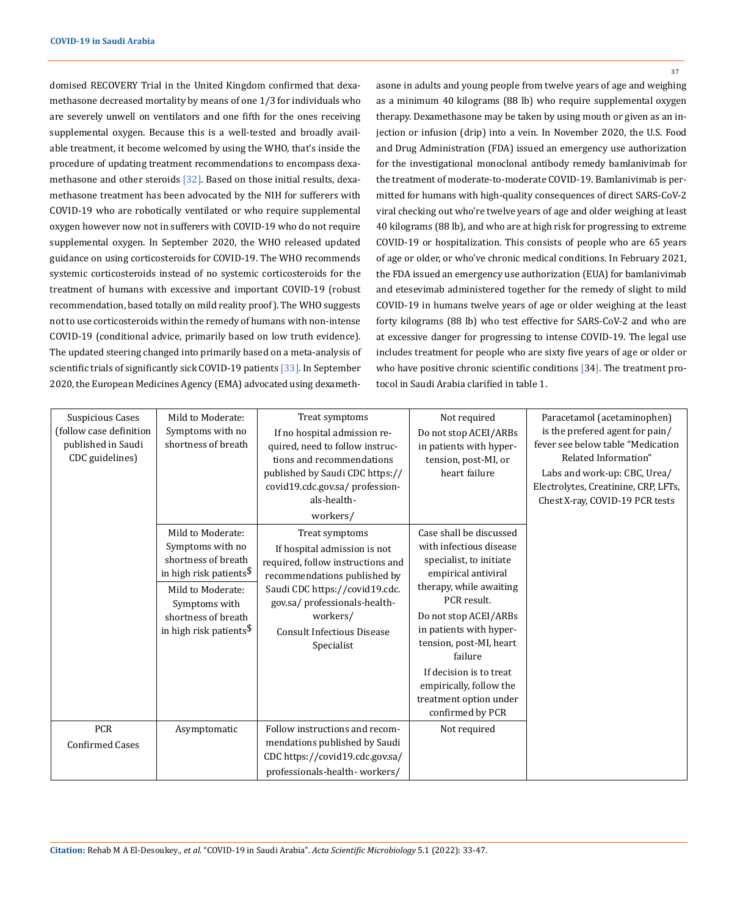domised RECOVERY Trial in the United Kingdom confirmed that dexamethasone decreased mortality by means of one 1/3 for individuals who are severely unwell on ventilators and one fifth for the ones receiving supplemental oxygen. Because this is a well-tested and broadly available treatment, it become welcomed by using the WHO, that's inside the procedure of updating treatment recommendations to encompass dexamethasone and other steroids [32]. Based on those initial results, dexamethasone treatment has been advocated by the NIH for sufferers with COVID-19 who are robotically ventilated or who require supplemental oxygen however now not in sufferers with COVID-19 who do not require supplemental oxygen. In September 2020, the WHO released updated guidance on using corticosteroids for COVID-19. The WHO recommends systemic corticosteroids instead of no systemic corticosteroids for the treatment of humans with excessive and important COVID-19 (robust recommendation, based totally on mild reality proof). The WHO suggests not to use corticosteroids within the remedy of humans with non-intense COVID-19 (conditional advice, primarily based on low truth evidence). The updated steering changed into primarily based on a meta-analysis of scientific trials of significantly sick COVID-19 patients [33]. In September 2020, the European Medicines Agency (EMA) advocated using dexamethasone in adults and young people from twelve years of age and weighing as a minimum 40 kilograms (88 lb) who require supplemental oxygen therapy. Dexamethasone may be taken by using mouth or given as an injection or infusion (drip) into a vein. In November 2020, the U.S. Food and Drug Administration (FDA) issued an emergency use authorization for the investigational monoclonal antibody remedy bamlanivimab for the treatment of moderate-to-moderate COVID-19. Bamlanivimab is permitted for humans with high-quality consequences of direct SARS-CoV-2 viral checking out who're twelve years of age and older weighing at least 40 kilograms (88 lb), and who are at high risk for progressing to extreme COVID-19 or hospitalization. This consists of people who are 65 years of age or older, or who've chronic medical conditions. In February 2021, the FDA issued an emergency use authorization (EUA) for bamlanivimab and etesevimab administered together for the remedy of slight to mild COVID-19 in humans twelve years of age or older weighing at the least forty kilograms (88 lb) who test effective for SARS-CoV-2 and who are at excessive danger for progressing to intense COVID-19. The legal use includes treatment for people who are sixty five years of age or older or who have positive chronic scientific conditions [34]. The treatment protocol in Saudi Arabia clarified in table 1.

| | | | | |
|---|---|---|---|---|
| Suspicious Cases (follow case definition published in Saudi CDC guidelines) | Mild to Moderate: Symptoms with no shortness of breath | Treat symptoms<br>If no hospital admission required, need to follow instructions and recommendations published by Saudi CDC https://covid19.cdc.gov.sa/ professionals-health-workers/ | Not required<br>Do not stop ACEI/ARBs in patients with hypertension, post-MI, or heart failure | Paracetamol (acetaminophen) is the prefered agent for pain/fever see below table "Medication Related Information"<br>Labs and work-up: CBC, Urea/Electrolytes, Creatinine, CRP, LFTs, Chest X-ray, COVID-19 PCR tests |
| | Mild to Moderate: Symptoms with no shortness of breath in high risk patients$<br>Mild to Moderate: Symptoms with shortness of breath in high risk patients$ | Treat symptoms<br>If hospital admission is not required, follow instructions and recommendations published by Saudi CDC https://covid19.cdc.gov.sa/ professionals-health-workers/<br>Consult Infectious Disease Specialist | Case shall be discussed with infectious disease specialist, to initiate empirical antiviral therapy, while awaiting PCR result.<br>Do not stop ACEI/ARBs in patients with hypertension, post-MI, heart failure<br>If decision is to treat empirically, follow the treatment option under confirmed by PCR | |
| PCR Confirmed Cases | Asymptomatic | Follow instructions and recommendations published by Saudi CDC https://covid19.cdc.gov.sa/ professionals-health- workers/ | Not required | |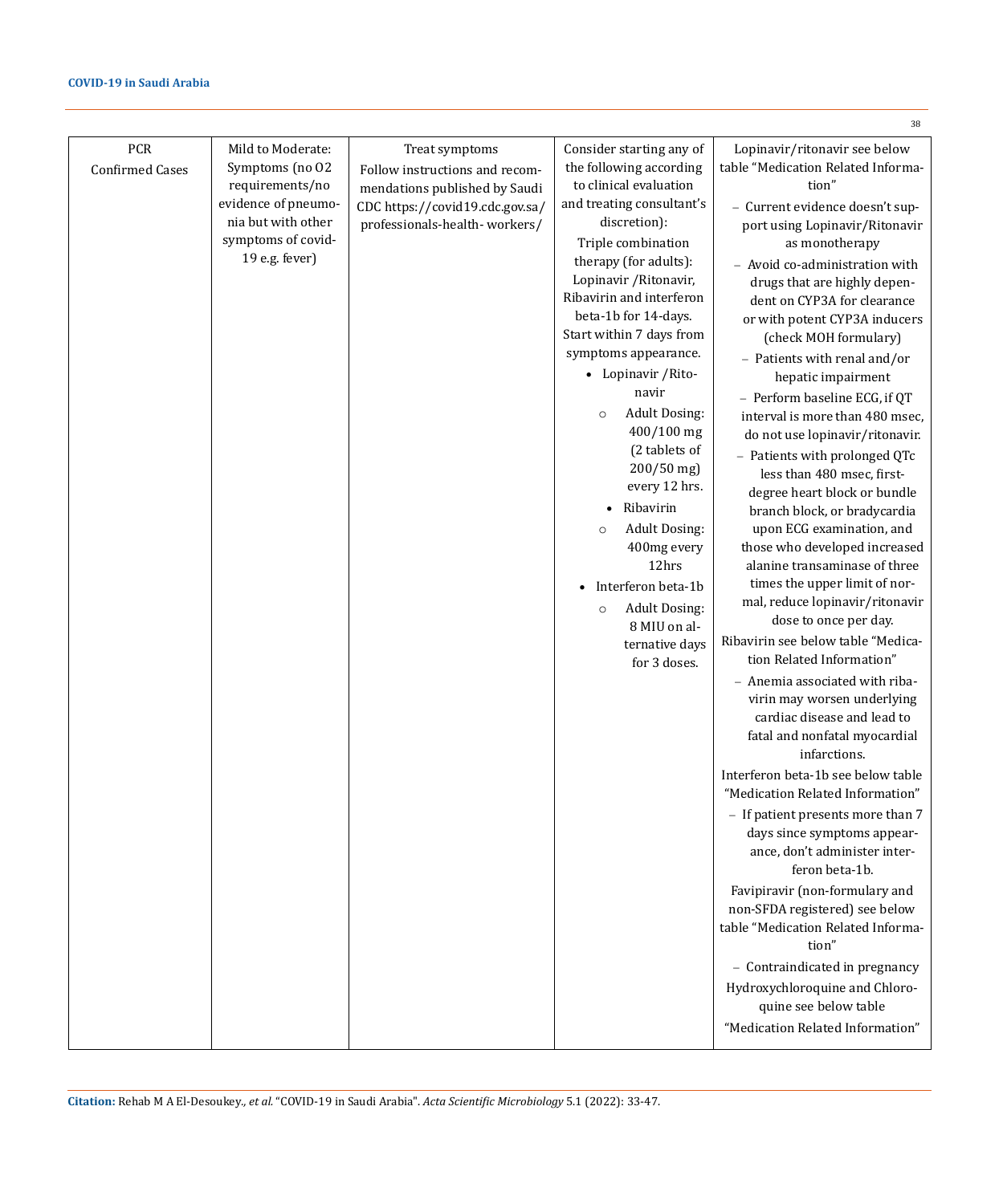| | | | | |
|---|---|---|---|---|
| PCR Confirmed Cases | Mild to Moderate: Symptoms (no O2 requirements/no evidence of pneumonia but with other symptoms of covid-19 e.g. fever) | Treat symptoms<br>Follow instructions and recommendations published by Saudi CDC https://covid19.cdc.gov.sa/professionals-health-workers/ | Consider starting any of the following according to clinical evaluation and treating consultant's discretion):<br>Triple combination therapy (for adults): Lopinavir /Ritonavir, Ribavirin and interferon beta-1b for 14-days. Start within 7 days from symptoms appearance.<br>• Lopinavir /Ritonavir<br>○ Adult Dosing: 400/100 mg (2 tablets of 200/50 mg) every 12 hrs.<br>• Ribavirin<br>○ Adult Dosing: 400mg every 12hrs<br>• Interferon beta-1b<br>○ Adult Dosing: 8 MIU on alternative days for 3 doses. | Lopinavir/ritonavir see below table "Medication Related Information"<br>- Current evidence doesn't support using Lopinavir/Ritonavir as monotherapy<br>- Avoid co-administration with drugs that are highly dependent on CYP3A for clearance or with potent CYP3A inducers (check MOH formulary)<br>- Patients with renal and/or hepatic impairment<br>- Perform baseline ECG, if QT interval is more than 480 msec, do not use lopinavir/ritonavir.<br>- Patients with prolonged QTc less than 480 msec, first-degree heart block or bundle branch block, or bradycardia upon ECG examination, and those who developed increased alanine transaminase of three times the upper limit of normal, reduce lopinavir/ritonavir dose to once per day.<br>Ribavirin see below table "Medication Related Information"<br>- Anemia associated with ribavirin may worsen underlying cardiac disease and lead to fatal and nonfatal myocardial infarctions.<br>Interferon beta-1b see below table "Medication Related Information"<br>- If patient presents more than 7 days since symptoms appearance, don't administer interferon beta-1b.<br>Favipiravir (non-formulary and non-SFDA registered) see below table "Medication Related Information"<br>- Contraindicated in pregnancy<br>Hydroxychloroquine and Chloroquine see below table "Medication Related Information" |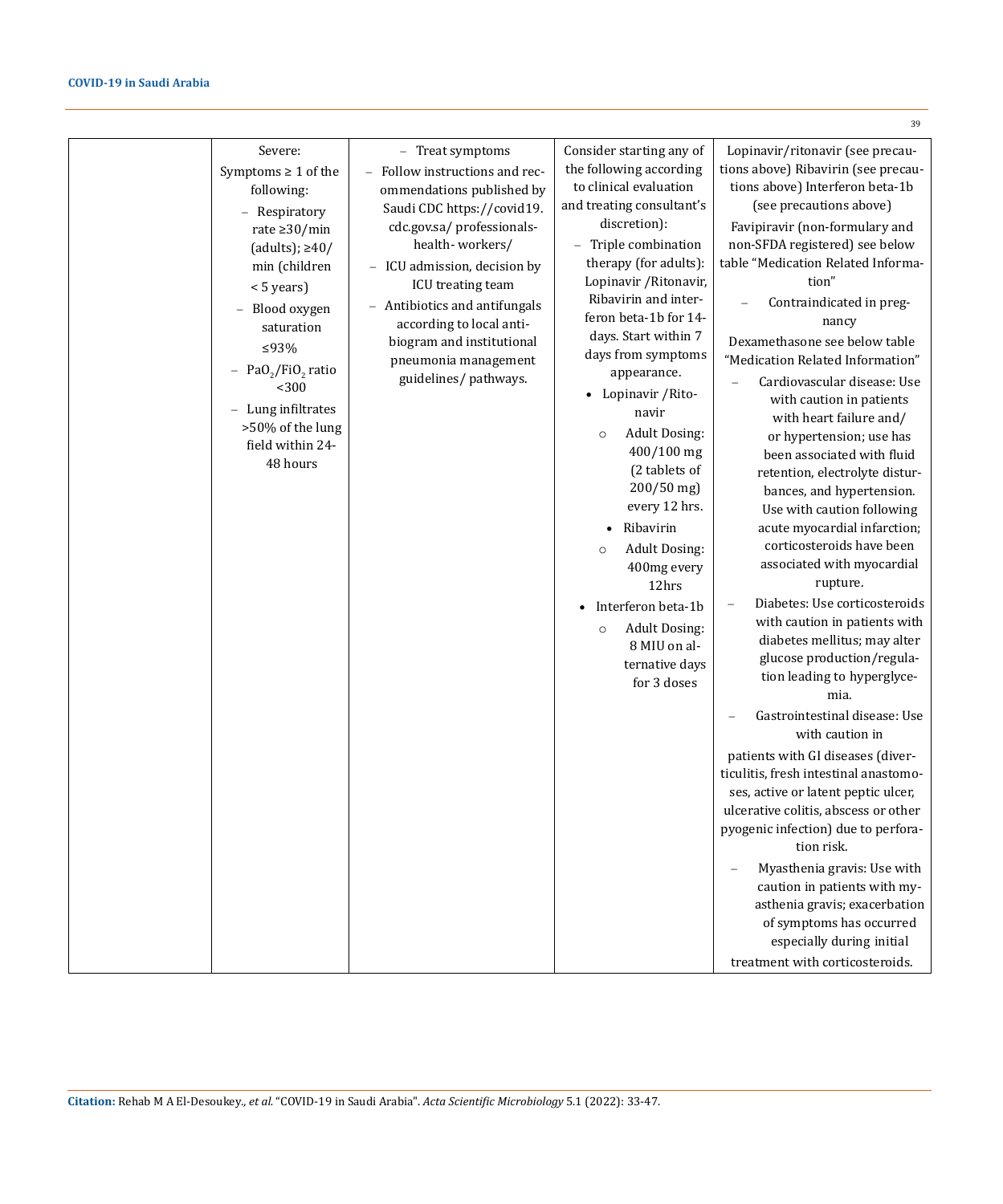| | | | | |
|---|---|---|---|---|
| | Severe:<br>Symptoms ≥ 1 of the following:<br>– Respiratory rate ≥30/min (adults); ≥40/min (children < 5 years)<br>– Blood oxygen saturation ≤93%<br>– $PaO_2/FiO_2$ ratio <300<br>– Lung infiltrates >50% of the lung field within 24-48 hours | – Treat symptoms<br>– Follow instructions and recommendations published by Saudi CDC https://covid19.cdc.gov.sa/ professionals-health- workers/<br>– ICU admission, decision by ICU treating team<br>– Antibiotics and antifungals according to local antibiogram and institutional pneumonia management guidelines/ pathways. | Consider starting any of the following according to clinical evaluation and treating consultant's discretion):<br>– Triple combination therapy (for adults): Lopinavir /Ritonavir, Ribavirin and interferon beta-1b for 14-days. Start within 7 days from symptoms appearance.<br>• Lopinavir /Ritonavir<br>○ Adult Dosing: 400/100 mg (2 tablets of 200/50 mg) every 12 hrs.<br>• Ribavirin<br>○ Adult Dosing: 400mg every 12hrs<br>• Interferon beta-1b<br>○ Adult Dosing: 8 MIU on alternative days for 3 doses | Lopinavir/ritonavir (see precautions above) Ribavirin (see precautions above) Interferon beta-1b (see precautions above)<br>Favipiravir (non-formulary and non-SFDA registered) see below table "Medication Related Information"<br>– Contraindicated in pregnancy<br>Dexamethasone see below table "Medication Related Information"<br>– Cardiovascular disease: Use with caution in patients with heart failure and/ or hypertension; use has been associated with fluid retention, electrolyte disturbances, and hypertension. Use with caution following acute myocardial infarction; corticosteroids have been associated with myocardial rupture.<br>– Diabetes: Use corticosteroids with caution in patients with diabetes mellitus; may alter glucose production/regulation leading to hyperglycemia.<br>– Gastrointestinal disease: Use with caution in patients with GI diseases (diverticulitis, fresh intestinal anastomoses, active or latent peptic ulcer, ulcerative colitis, abscess or other pyogenic infection) due to perforation risk.<br>– Myasthenia gravis: Use with caution in patients with myasthenia gravis; exacerbation of symptoms has occurred especially during initial treatment with corticosteroids. |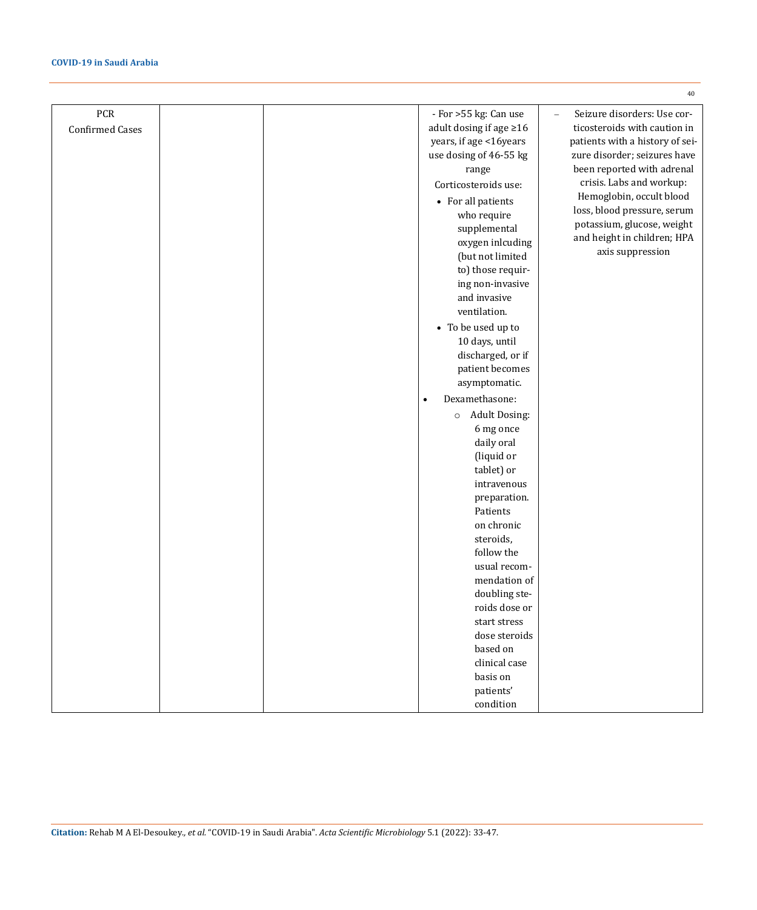| | | | | |
|---|---|---|---|---|
| PCR Confirmed Cases | | | - For >55 kg: Can use adult dosing if age ≥16 years, if age <16years use dosing of 46-55 kg range<br>Corticosteroids use:<br>• For all patients who require supplemental oxygen inlcuding (but not limited to) those requiring non-invasive and invasive ventilation.<br>• To be used up to 10 days, until discharged, or if patient becomes asymptomatic.<br>• Dexamethasone:<br>○ Adult Dosing: 6 mg once daily oral (liquid or tablet) or intravenous preparation. Patients on chronic steroids, follow the usual recommendation of doubling steroids dose or start stress dose steroids based on clinical case basis on patients' condition | – Seizure disorders: Use corticosteroids with caution in patients with a history of seizure disorder; seizures have been reported with adrenal crisis. Labs and workup: Hemoglobin, occult blood loss, blood pressure, serum potassium, glucose, weight and height in children; HPA axis suppression |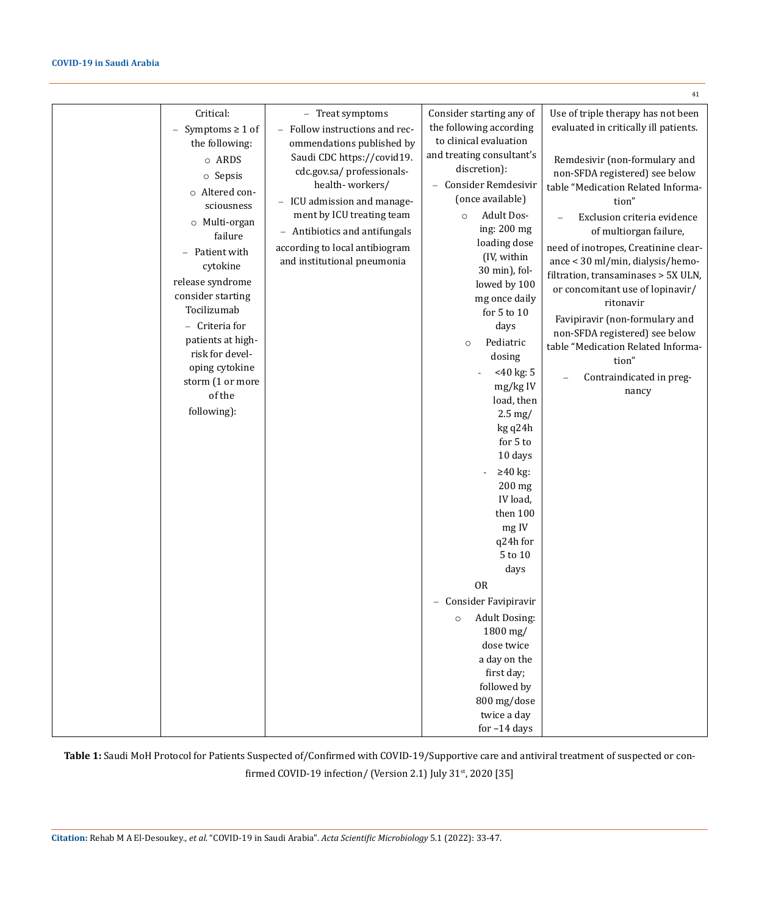| | | | | |
|---|---|---|---|---|
| | Critical:<br>– Symptoms ≥ 1 of the following:<br>○ ARDS<br>○ Sepsis<br>○ Altered consciousness<br>○ Multi-organ failure<br>– Patient with cytokine release syndrome consider starting Tocilizumab<br>– Criteria for patients at high-risk for developing cytokine storm (1 or more of the following): | – Treat symptoms<br>– Follow instructions and recommendations published by Saudi CDC https://covid19.cdc.gov.sa/ professionals-health- workers/<br>– ICU admission and management by ICU treating team<br>– Antibiotics and antifungals according to local antibiogram and institutional pneumonia | Consider starting any of the following according to clinical evaluation and treating consultant's discretion):<br>– Consider Remdesivir (once available)<br>○ Adult Dosing: 200 mg loading dose (IV, within 30 min), followed by 100 mg once daily for 5 to 10 days<br>○ Pediatric dosing<br>- <40 kg: 5 mg/kg IV load, then 2.5 mg/kg q24h for 5 to 10 days<br>- ≥40 kg: 200 mg IV load, then 100 mg IV q24h for 5 to 10 days<br>OR<br>– Consider Favipiravir<br>○ Adult Dosing: 1800 mg/dose twice a day on the first day; followed by 800 mg/dose twice a day for –14 days | Use of triple therapy has not been evaluated in critically ill patients.<br><br>Remdesivir (non-formulary and non-SFDA registered) see below table "Medication Related Information"<br>– Exclusion criteria evidence of multiorgan failure, need of inotropes, Creatinine clearance < 30 ml/min, dialysis/hemofiltration, transaminases > 5X ULN, or concomitant use of lopinavir/ritonavir<br>Favipiravir (non-formulary and non-SFDA registered) see below table "Medication Related Information"<br>– Contraindicated in pregnancy |

**Table 1:** Saudi MoH Protocol for Patients Suspected of/Confirmed with COVID-19/Supportive care and antiviral treatment of suspected or confirmed COVID-19 infection/ (Version 2.1) July 31st, 2020 [35]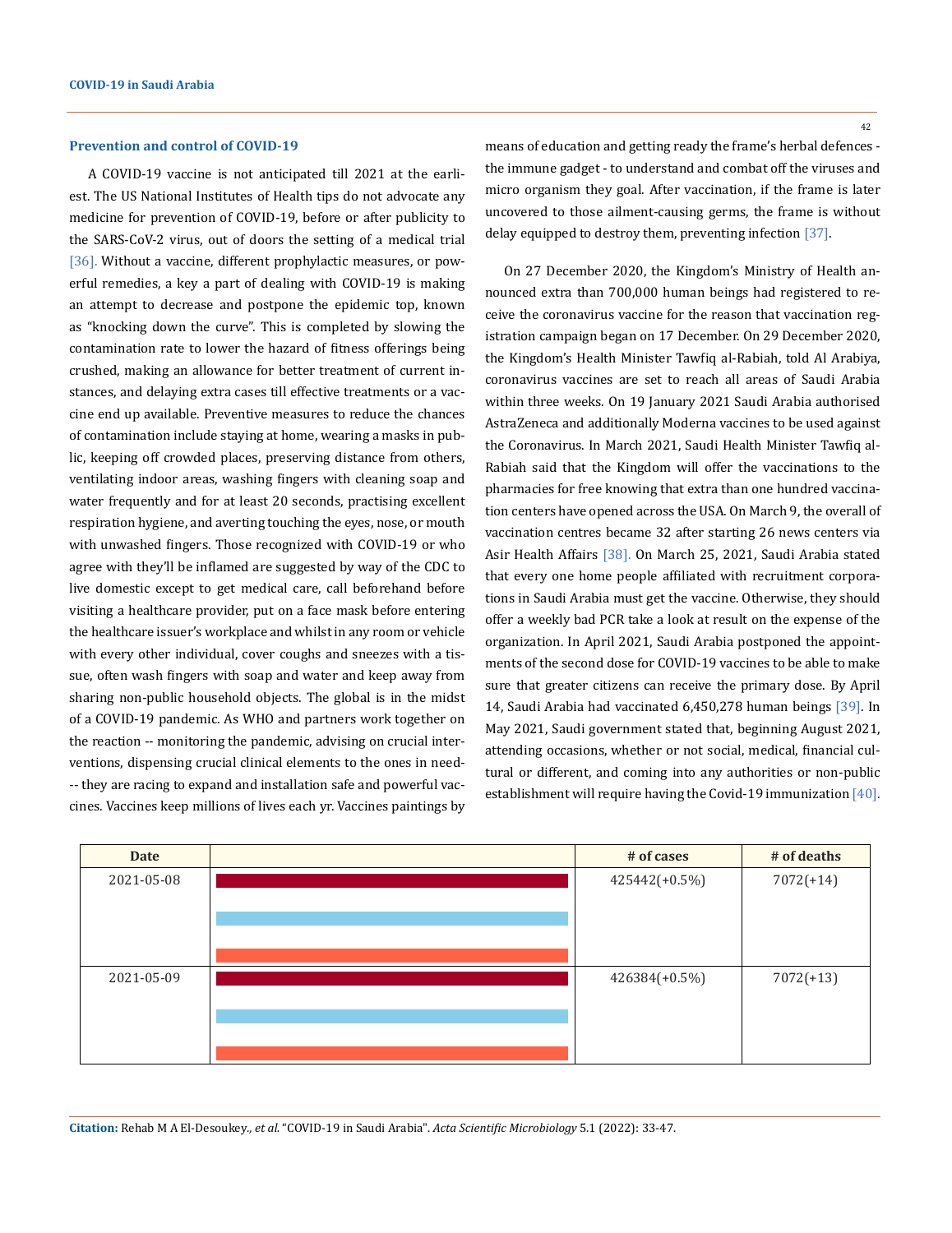## Prevention and control of COVID-19

A COVID-19 vaccine is not anticipated till 2021 at the earliest. The US National Institutes of Health tips do not advocate any medicine for prevention of COVID-19, before or after publicity to the SARS-CoV-2 virus, out of doors the setting of a medical trial [36]. Without a vaccine, different prophylactic measures, or powerful remedies, a key a part of dealing with COVID-19 is making an attempt to decrease and postpone the epidemic top, known as "knocking down the curve". This is completed by slowing the contamination rate to lower the hazard of fitness offerings being crushed, making an allowance for better treatment of current instances, and delaying extra cases till effective treatments or a vaccine end up available. Preventive measures to reduce the chances of contamination include staying at home, wearing a masks in public, keeping off crowded places, preserving distance from others, ventilating indoor areas, washing fingers with cleaning soap and water frequently and for at least 20 seconds, practising excellent respiration hygiene, and averting touching the eyes, nose, or mouth with unwashed fingers. Those recognized with COVID-19 or who agree with they'll be inflamed are suggested by way of the CDC to live domestic except to get medical care, call beforehand before visiting a healthcare provider, put on a face mask before entering the healthcare issuer's workplace and whilst in any room or vehicle with every other individual, cover coughs and sneezes with a tissue, often wash fingers with soap and water and keep away from sharing non-public household objects. The global is in the midst of a COVID-19 pandemic. As WHO and partners work together on the reaction -- monitoring the pandemic, advising on crucial interventions, dispensing crucial clinical elements to the ones in need--- they are racing to expand and installation safe and powerful vaccines. Vaccines keep millions of lives each yr. Vaccines paintings by means of education and getting ready the frame's herbal defences - the immune gadget - to understand and combat off the viruses and micro organism they goal. After vaccination, if the frame is later uncovered to those ailment-causing germs, the frame is without delay equipped to destroy them, preventing infection [37].

On 27 December 2020, the Kingdom's Ministry of Health announced extra than 700,000 human beings had registered to receive the coronavirus vaccine for the reason that vaccination registration campaign began on 17 December. On 29 December 2020, the Kingdom's Health Minister Tawfiq al-Rabiah, told Al Arabiya, coronavirus vaccines are set to reach all areas of Saudi Arabia within three weeks. On 19 January 2021 Saudi Arabia authorised AstraZeneca and additionally Moderna vaccines to be used against the Coronavirus. In March 2021, Saudi Health Minister Tawfiq al-Rabiah said that the Kingdom will offer the vaccinations to the pharmacies for free knowing that extra than one hundred vaccination centers have opened across the USA. On March 9, the overall of vaccination centres became 32 after starting 26 news centers via Asir Health Affairs [38]. On March 25, 2021, Saudi Arabia stated that every one home people affiliated with recruitment corporations in Saudi Arabia must get the vaccine. Otherwise, they should offer a weekly bad PCR take a look at result on the expense of the organization. In April 2021, Saudi Arabia postponed the appointments of the second dose for COVID-19 vaccines to be able to make sure that greater citizens can receive the primary dose. By April 14, Saudi Arabia had vaccinated 6,450,278 human beings [39]. In May 2021, Saudi government stated that, beginning August 2021, attending occasions, whether or not social, medical, financial cultural or different, and coming into any authorities or non-public establishment will require having the Covid-19 immunization [40].

| Date | | # of cases | # of deaths |
|---|---|---|---|
| 2021-05-08 | | 425442(+0.5%) | 7072(+14) |
| 2021-05-09 | | 426384(+0.5%) | 7072(+13) |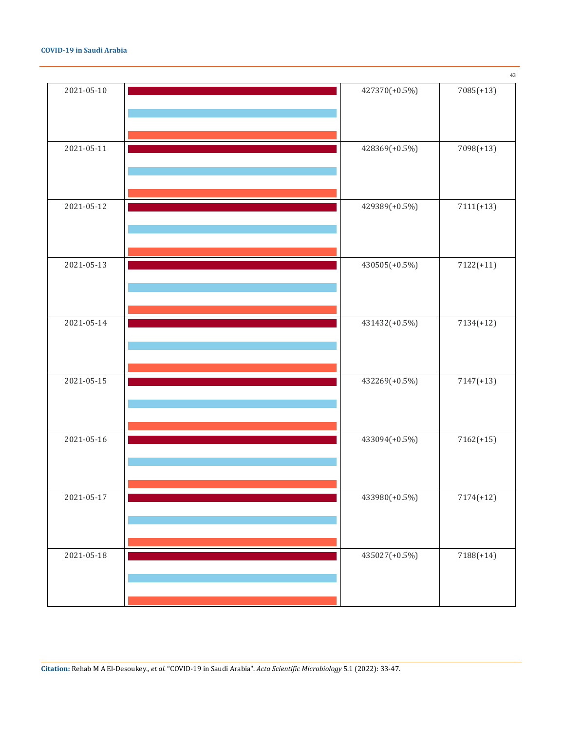| | | | |
|---|---|---|---|
| 2021-05-10 | | 427370(+0.5%) | 7085(+13) |
| 2021-05-11 | | 428369(+0.5%) | 7098(+13) |
| 2021-05-12 | | 429389(+0.5%) | 7111(+13) |
| 2021-05-13 | | 430505(+0.5%) | 7122(+11) |
| 2021-05-14 | | 431432(+0.5%) | 7134(+12) |
| 2021-05-15 | | 432269(+0.5%) | 7147(+13) |
| 2021-05-16 | | 433094(+0.5%) | 7162(+15) |
| 2021-05-17 | | 433980(+0.5%) | 7174(+12) |
| 2021-05-18 | | 435027(+0.5%) | 7188(+14) |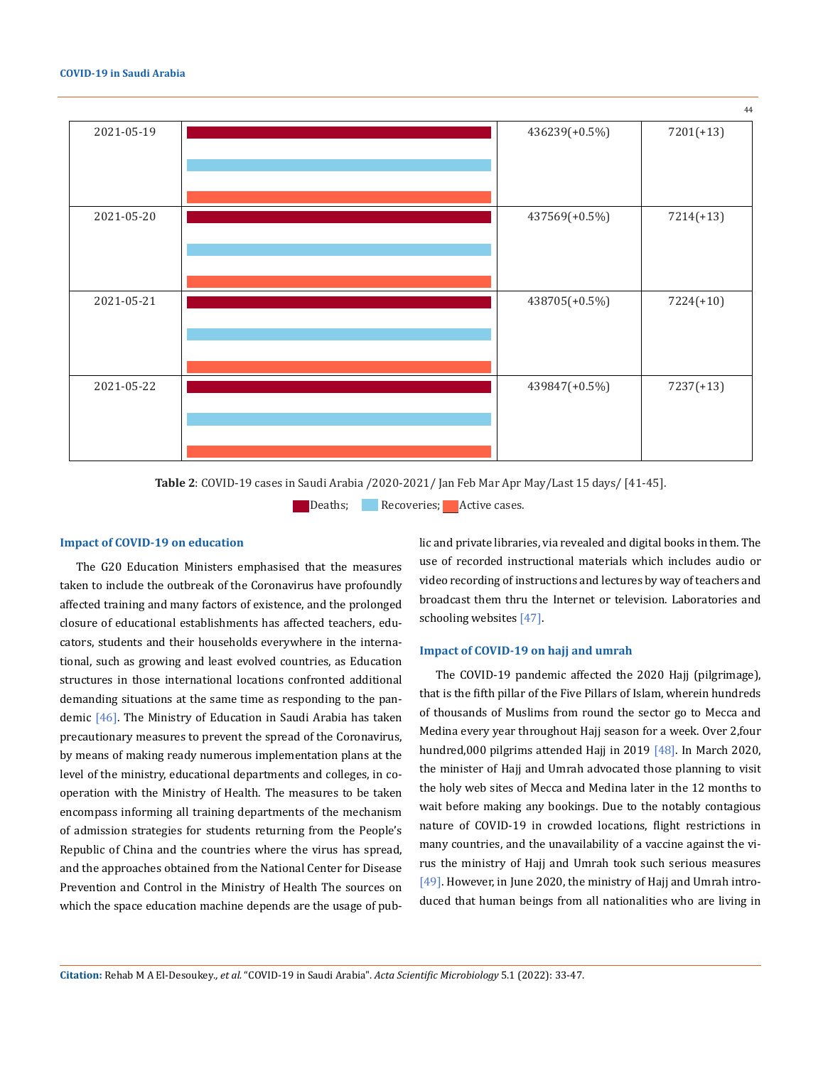| | | | |
|---|---|---|---|
| 2021-05-19 | | 436239(+0.5%) | 7201(+13) |
| 2021-05-20 | | 437569(+0.5%) | 7214(+13) |
| 2021-05-21 | | 438705(+0.5%) | 7224(+10) |
| 2021-05-22 | | 439847(+0.5%) | 7237(+13) |

**Table 2**: COVID-19 cases in Saudi Arabia /2020-2021/ Jan Feb Mar Apr May/Last 15 days/ [41-45].

Deaths; Recoveries; Active cases.

## Impact of COVID-19 on education

The G20 Education Ministers emphasised that the measures taken to include the outbreak of the Coronavirus have profoundly affected training and many factors of existence, and the prolonged closure of educational establishments has affected teachers, educators, students and their households everywhere in the international, such as growing and least evolved countries, as Education structures in those international locations confronted additional demanding situations at the same time as responding to the pandemic [46]. The Ministry of Education in Saudi Arabia has taken precautionary measures to prevent the spread of the Coronavirus, by means of making ready numerous implementation plans at the level of the ministry, educational departments and colleges, in cooperation with the Ministry of Health. The measures to be taken encompass informing all training departments of the mechanism of admission strategies for students returning from the People's Republic of China and the countries where the virus has spread, and the approaches obtained from the National Center for Disease Prevention and Control in the Ministry of Health The sources on which the space education machine depends are the usage of public and private libraries, via revealed and digital books in them. The use of recorded instructional materials which includes audio or video recording of instructions and lectures by way of teachers and broadcast them thru the Internet or television. Laboratories and schooling websites [47].

## Impact of COVID-19 on hajj and umrah

The COVID-19 pandemic affected the 2020 Hajj (pilgrimage), that is the fifth pillar of the Five Pillars of Islam, wherein hundreds of thousands of Muslims from round the sector go to Mecca and Medina every year throughout Hajj season for a week. Over 2,four hundred,000 pilgrims attended Hajj in 2019 [48]. In March 2020, the minister of Hajj and Umrah advocated those planning to visit the holy web sites of Mecca and Medina later in the 12 months to wait before making any bookings. Due to the notably contagious nature of COVID-19 in crowded locations, flight restrictions in many countries, and the unavailability of a vaccine against the virus the ministry of Hajj and Umrah took such serious measures [49]. However, in June 2020, the ministry of Hajj and Umrah introduced that human beings from all nationalities who are living in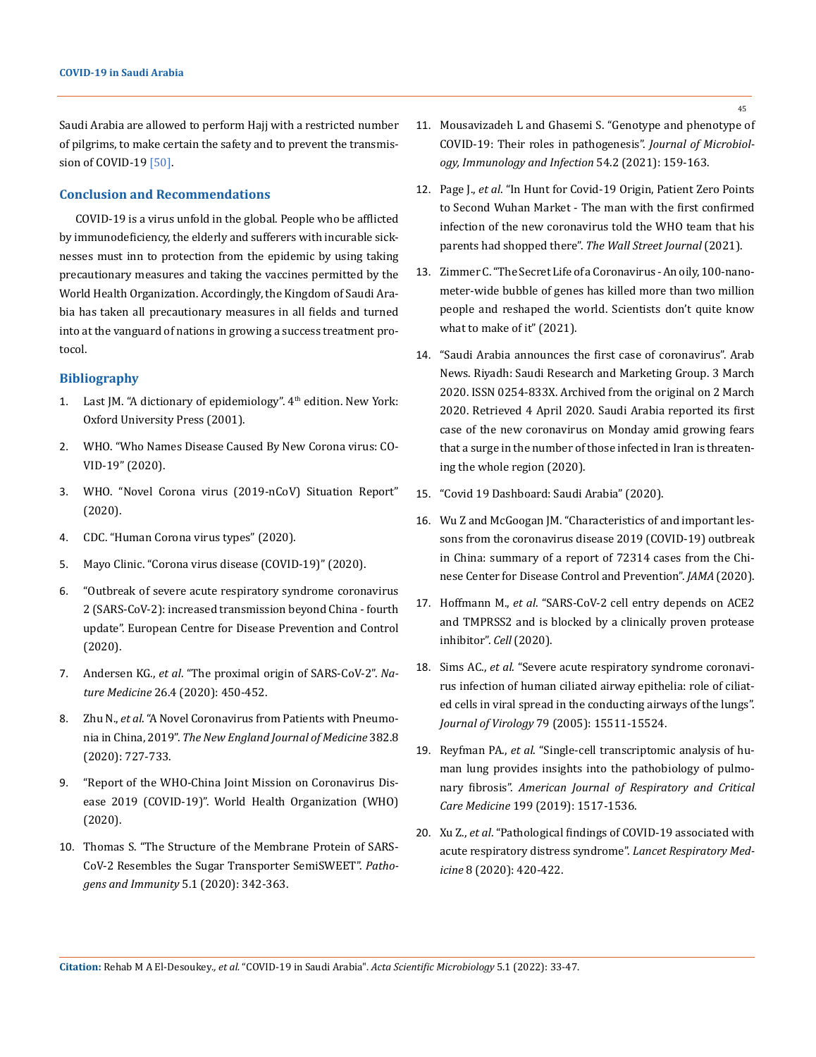Saudi Arabia are allowed to perform Hajj with a restricted number of pilgrims, to make certain the safety and to prevent the transmission of COVID-19 [50].

## Conclusion and Recommendations

COVID-19 is a virus unfold in the global. People who be afflicted by immunodeficiency, the elderly and sufferers with incurable sicknesses must inn to protection from the epidemic by using taking precautionary measures and taking the vaccines permitted by the World Health Organization. Accordingly, the Kingdom of Saudi Arabia has taken all precautionary measures in all fields and turned into at the vanguard of nations in growing a success treatment protocol.

## Bibliography

1. Last JM. "A dictionary of epidemiology". 4th edition. New York: Oxford University Press (2001).
2. WHO. "Who Names Disease Caused By New Corona virus: COVID-19" (2020).
3. WHO. "Novel Corona virus (2019-nCoV) Situation Report" (2020).
4. CDC. "Human Corona virus types" (2020).
5. Mayo Clinic. "Corona virus disease (COVID-19)" (2020).
6. "Outbreak of severe acute respiratory syndrome coronavirus 2 (SARS-CoV-2): increased transmission beyond China - fourth update". European Centre for Disease Prevention and Control (2020).
7. Andersen KG., *et al*. "The proximal origin of SARS-CoV-2". *Nature Medicine* 26.4 (2020): 450-452.
8. Zhu N., *et al*. "A Novel Coronavirus from Patients with Pneumonia in China, 2019". *The New England Journal of Medicine* 382.8 (2020): 727-733.
9. "Report of the WHO-China Joint Mission on Coronavirus Disease 2019 (COVID-19)". World Health Organization (WHO) (2020).
10. Thomas S. "The Structure of the Membrane Protein of SARS-CoV-2 Resembles the Sugar Transporter SemiSWEET". *Pathogens and Immunity* 5.1 (2020): 342-363.
11. Mousavizadeh L and Ghasemi S. "Genotype and phenotype of COVID-19: Their roles in pathogenesis". *Journal of Microbiology, Immunology and Infection* 54.2 (2021): 159-163.
12. Page J., *et al*. "In Hunt for Covid-19 Origin, Patient Zero Points to Second Wuhan Market - The man with the first confirmed infection of the new coronavirus told the WHO team that his parents had shopped there". *The Wall Street Journal* (2021).
13. Zimmer C. "The Secret Life of a Coronavirus - An oily, 100-nanometer-wide bubble of genes has killed more than two million people and reshaped the world. Scientists don't quite know what to make of it" (2021).
14. "Saudi Arabia announces the first case of coronavirus". Arab News. Riyadh: Saudi Research and Marketing Group. 3 March 2020. ISSN 0254-833X. Archived from the original on 2 March 2020. Retrieved 4 April 2020. Saudi Arabia reported its first case of the new coronavirus on Monday amid growing fears that a surge in the number of those infected in Iran is threatening the whole region (2020).
15. "Covid 19 Dashboard: Saudi Arabia" (2020).
16. Wu Z and McGoogan JM. "Characteristics of and important lessons from the coronavirus disease 2019 (COVID-19) outbreak in China: summary of a report of 72314 cases from the Chinese Center for Disease Control and Prevention". *JAMA* (2020).
17. Hoffmann M., *et al*. "SARS-CoV-2 cell entry depends on ACE2 and TMPRSS2 and is blocked by a clinically proven protease inhibitor". *Cell* (2020).
18. Sims AC., *et al*. "Severe acute respiratory syndrome coronavirus infection of human ciliated airway epithelia: role of ciliated cells in viral spread in the conducting airways of the lungs". *Journal of Virology* 79 (2005): 15511-15524.
19. Reyfman PA., *et al*. "Single-cell transcriptomic analysis of human lung provides insights into the pathobiology of pulmonary fibrosis". *American Journal of Respiratory and Critical Care Medicine* 199 (2019): 1517-1536.
20. Xu Z., *et al*. "Pathological findings of COVID-19 associated with acute respiratory distress syndrome". *Lancet Respiratory Medicine* 8 (2020): 420-422.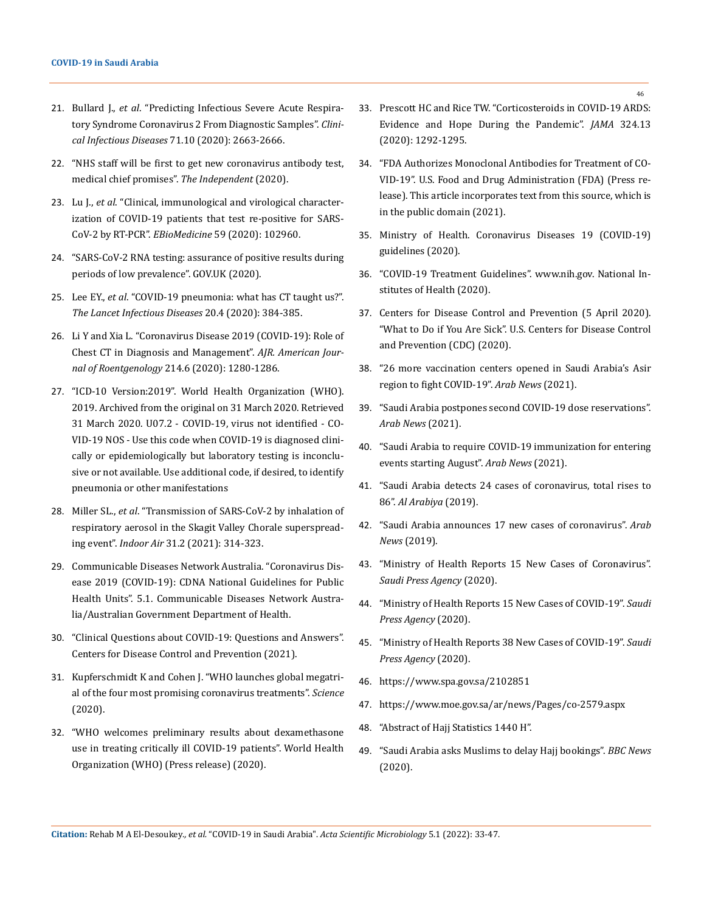21. Bullard J., *et al*. "Predicting Infectious Severe Acute Respiratory Syndrome Coronavirus 2 From Diagnostic Samples". *Clinical Infectious Diseases* 71.10 (2020): 2663-2666.
22. "NHS staff will be first to get new coronavirus antibody test, medical chief promises". *The Independent* (2020).
23. Lu J., *et al*. "Clinical, immunological and virological characterization of COVID-19 patients that test re-positive for SARS-CoV-2 by RT-PCR". *EBioMedicine* 59 (2020): 102960.
24. "SARS-CoV-2 RNA testing: assurance of positive results during periods of low prevalence". GOV.UK (2020).
25. Lee EY., *et al*. "COVID-19 pneumonia: what has CT taught us?". *The Lancet Infectious Diseases* 20.4 (2020): 384-385.
26. Li Y and Xia L. "Coronavirus Disease 2019 (COVID-19): Role of Chest CT in Diagnosis and Management". *AJR. American Journal of Roentgenology* 214.6 (2020): 1280-1286.
27. "ICD-10 Version:2019". World Health Organization (WHO). 2019. Archived from the original on 31 March 2020. Retrieved 31 March 2020. U07.2 - COVID-19, virus not identified - COVID-19 NOS - Use this code when COVID-19 is diagnosed clinically or epidemiologically but laboratory testing is inconclusive or not available. Use additional code, if desired, to identify pneumonia or other manifestations
28. Miller SL., *et al*. "Transmission of SARS-CoV-2 by inhalation of respiratory aerosol in the Skagit Valley Chorale superspreading event". *Indoor Air* 31.2 (2021): 314-323.
29. Communicable Diseases Network Australia. "Coronavirus Disease 2019 (COVID-19): CDNA National Guidelines for Public Health Units". 5.1. Communicable Diseases Network Australia/Australian Government Department of Health.
30. "Clinical Questions about COVID-19: Questions and Answers". Centers for Disease Control and Prevention (2021).
31. Kupferschmidt K and Cohen J. "WHO launches global megatrial of the four most promising coronavirus treatments". *Science* (2020).
32. "WHO welcomes preliminary results about dexamethasone use in treating critically ill COVID-19 patients". World Health Organization (WHO) (Press release) (2020).
33. Prescott HC and Rice TW. "Corticosteroids in COVID-19 ARDS: Evidence and Hope During the Pandemic". *JAMA* 324.13 (2020): 1292-1295.
34. "FDA Authorizes Monoclonal Antibodies for Treatment of COVID-19". U.S. Food and Drug Administration (FDA) (Press release). This article incorporates text from this source, which is in the public domain (2021).
35. Ministry of Health. Coronavirus Diseases 19 (COVID-19) guidelines (2020).
36. "COVID-19 Treatment Guidelines". www.nih.gov. National Institutes of Health (2020).
37. Centers for Disease Control and Prevention (5 April 2020). "What to Do if You Are Sick". U.S. Centers for Disease Control and Prevention (CDC) (2020).
38. "26 more vaccination centers opened in Saudi Arabia's Asir region to fight COVID-19". *Arab News* (2021).
39. "Saudi Arabia postpones second COVID-19 dose reservations". *Arab News* (2021).
40. "Saudi Arabia to require COVID-19 immunization for entering events starting August". *Arab News* (2021).
41. "Saudi Arabia detects 24 cases of coronavirus, total rises to 86". *Al Arabiya* (2019).
42. "Saudi Arabia announces 17 new cases of coronavirus". *Arab News* (2019).
43. "Ministry of Health Reports 15 New Cases of Coronavirus". *Saudi Press Agency* (2020).
44. "Ministry of Health Reports 15 New Cases of COVID-19". *Saudi Press Agency* (2020).
45. "Ministry of Health Reports 38 New Cases of COVID-19". *Saudi Press Agency* (2020).
46. https://www.spa.gov.sa/2102851
47. https://www.moe.gov.sa/ar/news/Pages/co-2579.aspx
48. "Abstract of Hajj Statistics 1440 H".
49. "Saudi Arabia asks Muslims to delay Hajj bookings". *BBC News* (2020).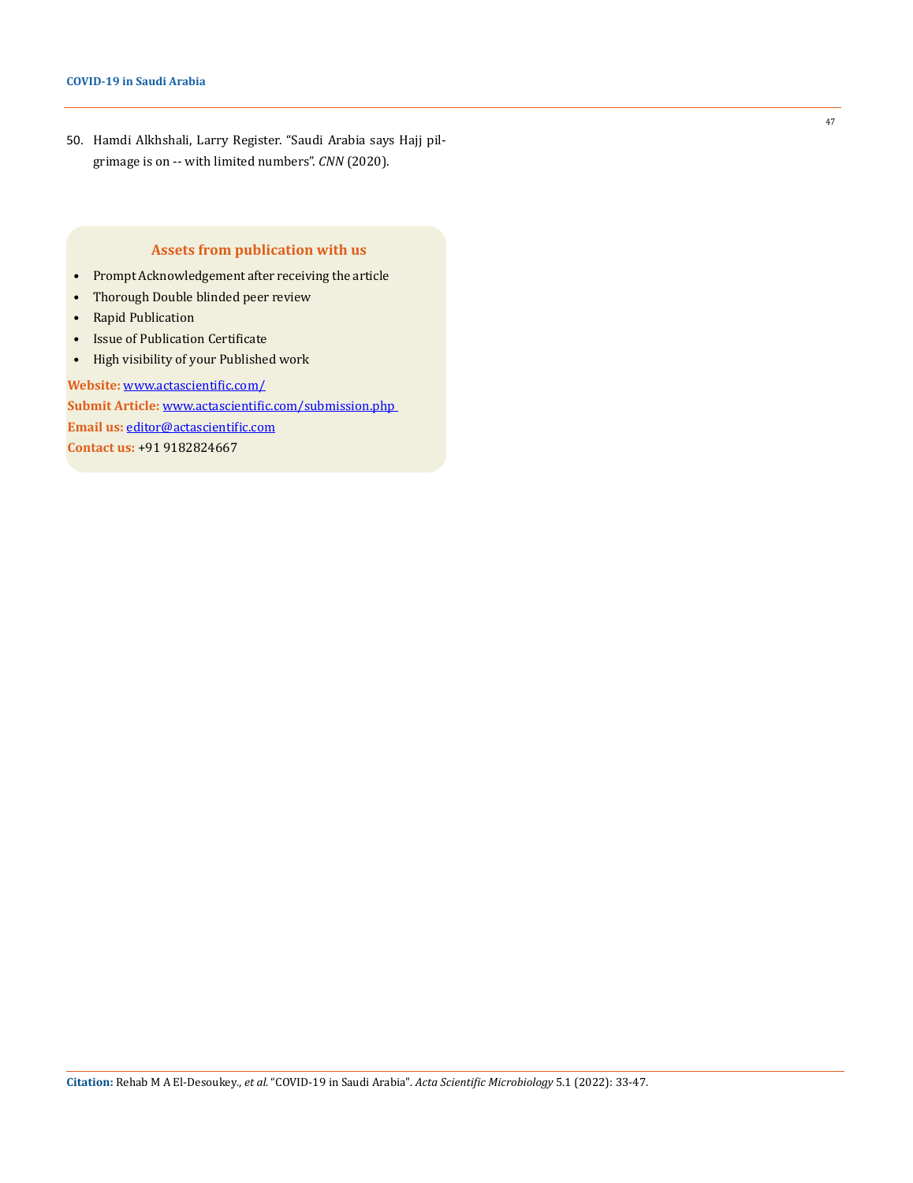50. Hamdi Alkhshali, Larry Register. “Saudi Arabia says Hajj pilgrimage is on -- with limited numbers”. *CNN* (2020).

### Assets from publication with us

- Prompt Acknowledgement after receiving the article
- Thorough Double blinded peer review
- Rapid Publication
- Issue of Publication Certificate
- High visibility of your Published work

**Website:** www.actascientific.com/
**Submit Article:** www.actascientific.com/submission.php
**Email us:** editor@actascientific.com
**Contact us:** +91 9182824667